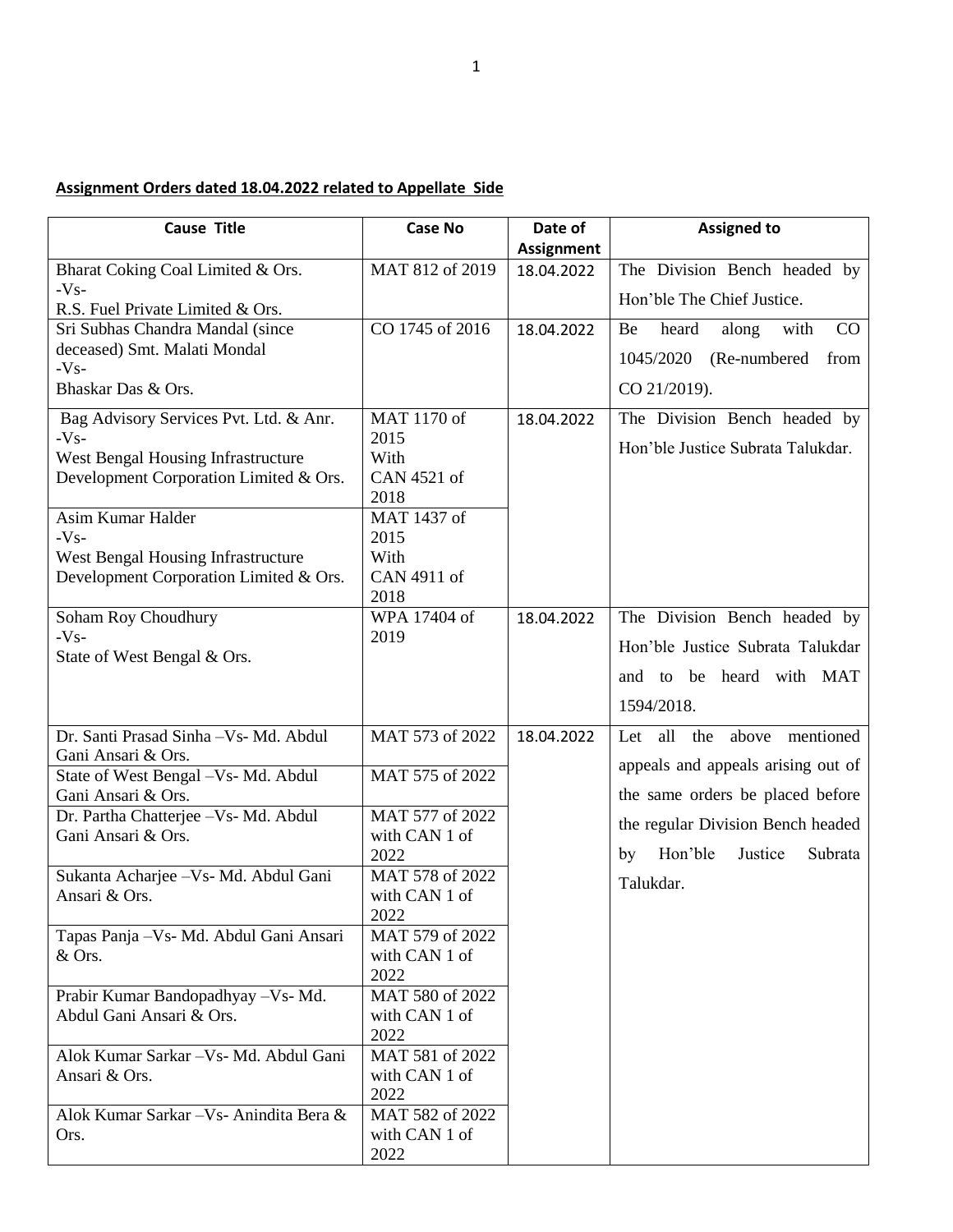**Assignment Orders dated 18.04.2022 related to Appellate Side**

| Cause Title | Case No | Date of Assignment | Assigned to |
|---|---|---|---|
| Bharat Coking Coal Limited & Ors. -Vs- R.S. Fuel Private Limited & Ors. | MAT 812 of 2019 | 18.04.2022 | The Division Bench headed by Hon'ble The Chief Justice. |
| Sri Subhas Chandra Mandal (since deceased) Smt. Malati Mondal -Vs- Bhaskar Das & Ors. | CO 1745 of 2016 | 18.04.2022 | Be heard along with CO 1045/2020 (Re-numbered from CO 21/2019). |
| Bag Advisory Services Pvt. Ltd. & Anr. -Vs- West Bengal Housing Infrastructure Development Corporation Limited & Ors. | MAT 1170 of 2015 With CAN 4521 of 2018 | 18.04.2022 | The Division Bench headed by Hon'ble Justice Subrata Talukdar. |
| Asim Kumar Halder -Vs- West Bengal Housing Infrastructure Development Corporation Limited & Ors. | MAT 1437 of 2015 With CAN 4911 of 2018 | | |
| Soham Roy Choudhury -Vs- State of West Bengal & Ors. | WPA 17404 of 2019 | 18.04.2022 | The Division Bench headed by Hon'ble Justice Subrata Talukdar and to be heard with MAT 1594/2018. |
| Dr. Santi Prasad Sinha –Vs- Md. Abdul Gani Ansari & Ors. | MAT 573 of 2022 | 18.04.2022 | Let all the above mentioned appeals and appeals arising out of the same orders be placed before the regular Division Bench headed by Hon'ble Justice Subrata Talukdar. |
| State of West Bengal –Vs- Md. Abdul Gani Ansari & Ors. | MAT 575 of 2022 | | |
| Dr. Partha Chatterjee –Vs- Md. Abdul Gani Ansari & Ors. | MAT 577 of 2022 with CAN 1 of 2022 | | |
| Sukanta Acharjee –Vs- Md. Abdul Gani Ansari & Ors. | MAT 578 of 2022 with CAN 1 of 2022 | | |
| Tapas Panja –Vs- Md. Abdul Gani Ansari & Ors. | MAT 579 of 2022 with CAN 1 of 2022 | | |
| Prabir Kumar Bandopadhyay –Vs- Md. Abdul Gani Ansari & Ors. | MAT 580 of 2022 with CAN 1 of 2022 | | |
| Alok Kumar Sarkar –Vs- Md. Abdul Gani Ansari & Ors. | MAT 581 of 2022 with CAN 1 of 2022 | | |
| Alok Kumar Sarkar –Vs- Anindita Bera & Ors. | MAT 582 of 2022 with CAN 1 of 2022 | | |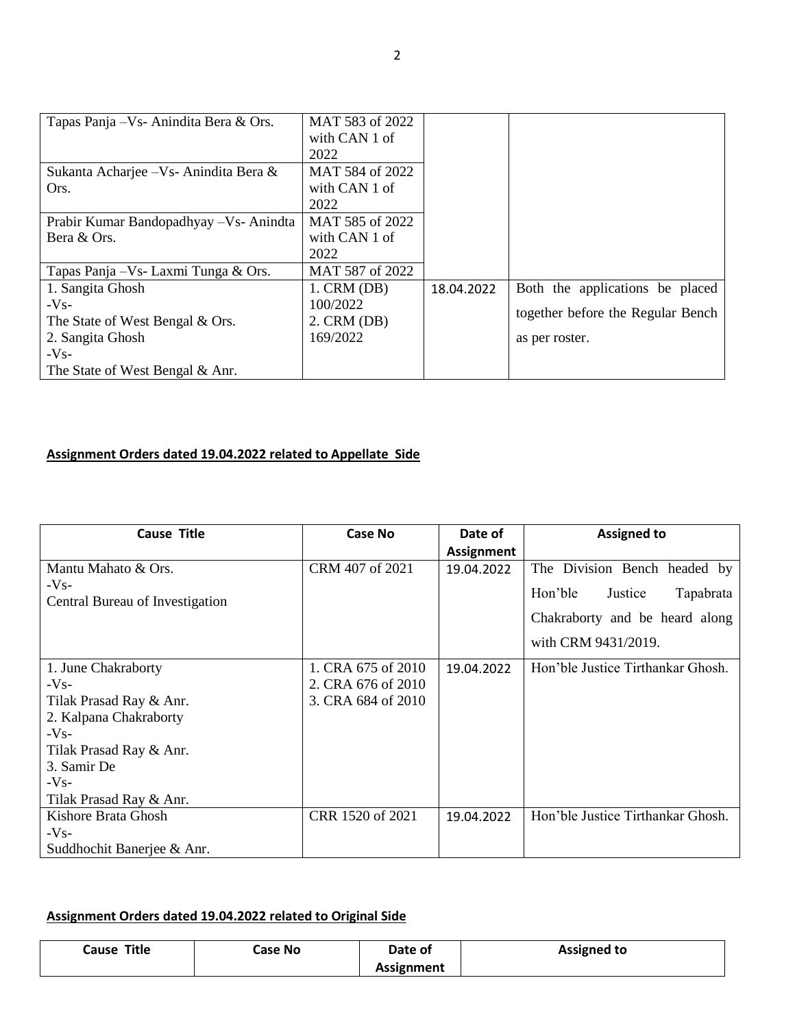| | | | |
|---|---|---|---|
| Tapas Panja –Vs- Anindita Bera & Ors. | MAT 583 of 2022 with CAN 1 of 2022 | | |
| Sukanta Acharjee –Vs- Anindita Bera & Ors. | MAT 584 of 2022 with CAN 1 of 2022 | | |
| Prabir Kumar Bandopadhyay –Vs- Anindta Bera & Ors. | MAT 585 of 2022 with CAN 1 of 2022 | | |
| Tapas Panja –Vs- Laxmi Tunga & Ors. | MAT 587 of 2022 | | |
| 1. Sangita Ghosh -Vs- The State of West Bengal & Ors. 2. Sangita Ghosh -Vs- The State of West Bengal & Anr. | 1. CRM (DB) 100/2022 2. CRM (DB) 169/2022 | 18.04.2022 | Both the applications be placed together before the Regular Bench as per roster. |

**Assignment Orders dated 19.04.2022 related to Appellate Side**

| Cause Title | Case No | Date of Assignment | Assigned to |
|---|---|---|---|
| Mantu Mahato & Ors. -Vs- Central Bureau of Investigation | CRM 407 of 2021 | 19.04.2022 | The Division Bench headed by Hon'ble Justice Tapabrata Chakraborty and be heard along with CRM 9431/2019. |
| 1. June Chakraborty -Vs- Tilak Prasad Ray & Anr. 2. Kalpana Chakraborty -Vs- Tilak Prasad Ray & Anr. 3. Samir De -Vs- Tilak Prasad Ray & Anr. | 1. CRA 675 of 2010 2. CRA 676 of 2010 3. CRA 684 of 2010 | 19.04.2022 | Hon'ble Justice Tirthankar Ghosh. |
| Kishore Brata Ghosh -Vs- Suddhochit Banerjee & Anr. | CRR 1520 of 2021 | 19.04.2022 | Hon'ble Justice Tirthankar Ghosh. |

**Assignment Orders dated 19.04.2022 related to Original Side**

| Cause Title | Case No | Date of Assignment | Assigned to |
|---|---|---|---|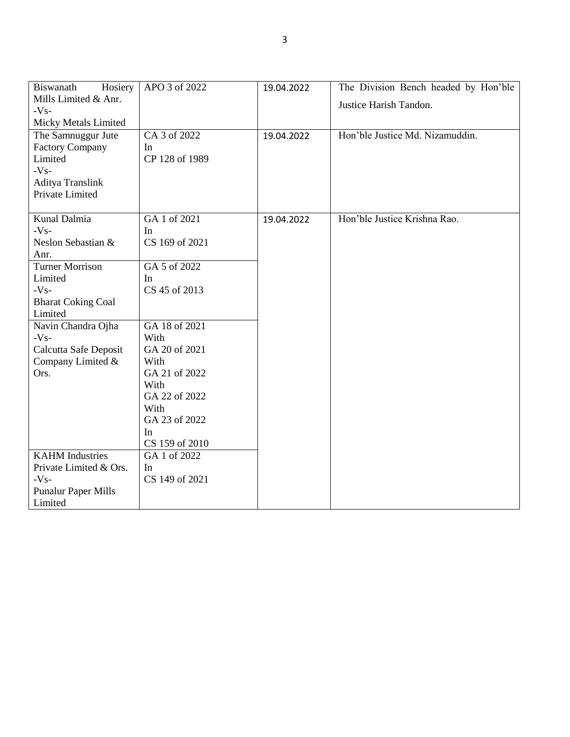| | | | |
|---|---|---|---|
| Biswanath Hosiery Mills Limited & Anr. -Vs- Micky Metals Limited | APO 3 of 2022 | 19.04.2022 | The Division Bench headed by Hon'ble Justice Harish Tandon. |
| The Samnuggur Jute Factory Company Limited -Vs- Aditya Translink Private Limited | CA 3 of 2022 In CP 128 of 1989 | 19.04.2022 | Hon'ble Justice Md. Nizamuddin. |
| Kunal Dalmia -Vs- Neslon Sebastian & Anr. | GA 1 of 2021 In CS 169 of 2021 | 19.04.2022 | Hon'ble Justice Krishna Rao. |
| Turner Morrison Limited -Vs- Bharat Coking Coal Limited | GA 5 of 2022 In CS 45 of 2013 | | |
| Navin Chandra Ojha -Vs- Calcutta Safe Deposit Company Limited & Ors. | GA 18 of 2021 With GA 20 of 2021 With GA 21 of 2022 With GA 22 of 2022 With GA 23 of 2022 In CS 159 of 2010 | | |
| KAHM Industries Private Limited & Ors. -Vs- Punalur Paper Mills Limited | GA 1 of 2022 In CS 149 of 2021 | | |